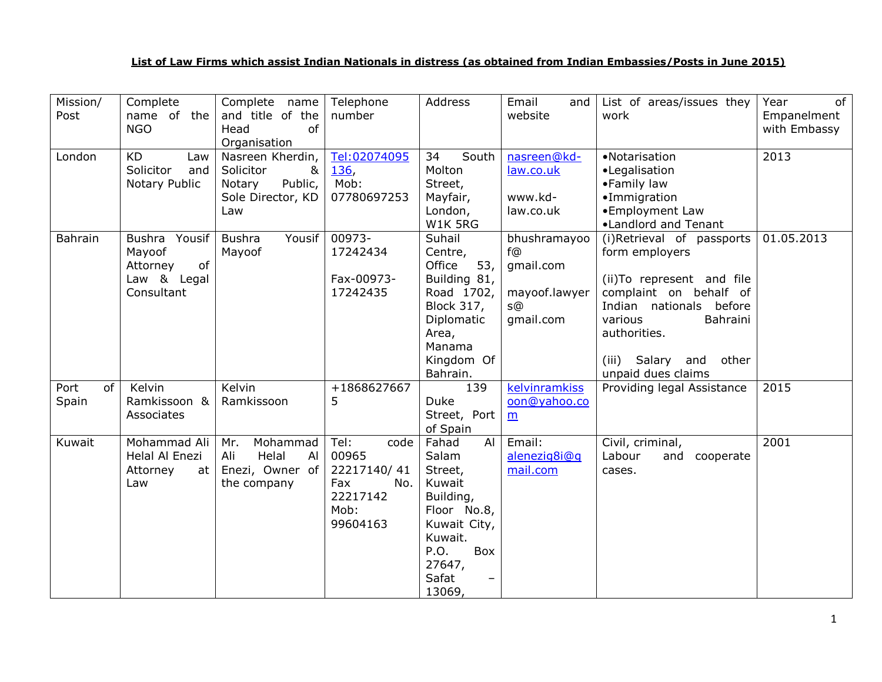**List of Law Firms which assist Indian Nationals in distress (as obtained from Indian Embassies/Posts in June 2015)**

| Mission/ Post | Complete name of the NGO | Complete name and title of the Head of Organisation | Telephone number | Address | Email and website | List of areas/issues they work | Year of Empanelment with Embassy |
|---|---|---|---|---|---|---|---|
| London | KD Law Solicitor and Notary Public | Nasreen Kherdin, Solicitor & Notary Public, Sole Director, KD Law | Tel:02074095136, Mob: 07780697253 | 34 South Molton Street, Mayfair, London, W1K 5RG | nasreen@kd-law.co.uk<br><br>www.kd-law.co.uk | •Notarisation<br>•Legalisation<br>•Family law<br>•Immigration<br>•Employment Law<br>•Landlord and Tenant | 2013 |
| Bahrain | Bushra Yousif Mayoof Attorney of Law & Legal Consultant | Bushra Yousif Mayoof | 00973-17242434<br><br>Fax-00973-17242435 | Suhail Centre, Office 53, Building 81, Road 1702, Block 317, Diplomatic Area, Manama Kingdom Of Bahrain. | bhushramayoof@ gmail.com<br><br>mayoof.lawyers@ gmail.com | (i)Retrieval of passports form employers<br><br>(ii)To represent and file complaint on behalf of Indian nationals before various Bahraini authorities.<br><br>(iii) Salary and other unpaid dues claims | 01.05.2013 |
| Port of Spain | Kelvin Ramkissoon & Associates | Kelvin Ramkissoon | +18686276675 | 139 Duke Street, Port of Spain | kelvinramkissoon@yahoo.com | Providing legal Assistance | 2015 |
| Kuwait | Mohammad Ali Helal Al Enezi Attorney at Law | Mr. Mohammad Ali Helal Al Enezi, Owner of the company | Tel: code 00965 22217140/ 41<br>Fax No. 22217142<br>Mob: 99604163 | Fahad Al Salam Street, Kuwait Building, Floor No.8, Kuwait City, Kuwait. P.O. Box 27647, Safat – 13069, | Email: alenezig8i@gmail.com | Civil, criminal, Labour and cooperate cases. | 2001 |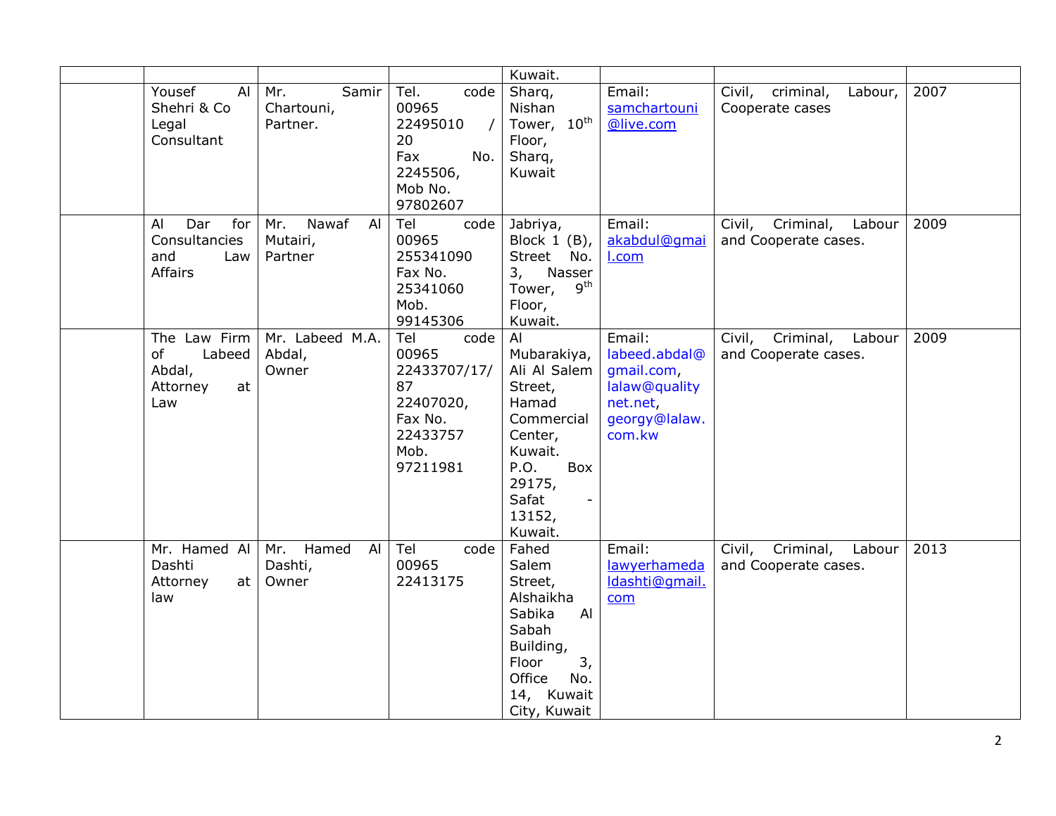| | | | | | | | |
|---|---|---|---|---|---|---|---|
| | | | | Kuwait. | | | |
| | Yousef Al Shehri & Co Legal Consultant | Mr. Samir Chartouni, Partner. | Tel. code 00965 22495010 / 20 Fax No. 2245506, Mob No. 97802607 | Sharq, Nishan Tower, 10th Floor, Sharq, Kuwait | Email: samchartouni@live.com | Civil, criminal, Labour, Cooperate cases | 2007 |
| | Al Dar for Consultancies and Law Affairs | Mr. Nawaf Al Mutairi, Partner | Tel code 00965 255341090 Fax No. 25341060 Mob. 99145306 | Jabriya, Block 1 (B), Street No. 3, Nasser Tower, 9th Floor, Kuwait. | Email: akabdul@gmail.com | Civil, Criminal, Labour and Cooperate cases. | 2009 |
| | The Law Firm of Labeed Abdal, Attorney at Law | Mr. Labeed M.A. Abdal, Owner | Tel code 00965 22433707/17/87 22407020, Fax No. 22433757 Mob. 97211981 | Al Mubarakiya, Ali Al Salem Street, Hamad Commercial Center, Kuwait. P.O. Box 29175, Safat - 13152, Kuwait. | Email: labeed.abdal@gmail.com, lalaw@qualitynet.net, georgy@lalaw.com.kw | Civil, Criminal, Labour and Cooperate cases. | 2009 |
| | Mr. Hamed Al Dashti Attorney at law | Mr. Hamed Al Dashti, Owner | Tel code 00965 22413175 | Fahed Salem Street, Alshaikha Sabika Al Sabah Building, Floor 3, Office No. 14, Kuwait City, Kuwait | Email: lawyerhamedaldashti@gmail.com | Civil, Criminal, Labour and Cooperate cases. | 2013 |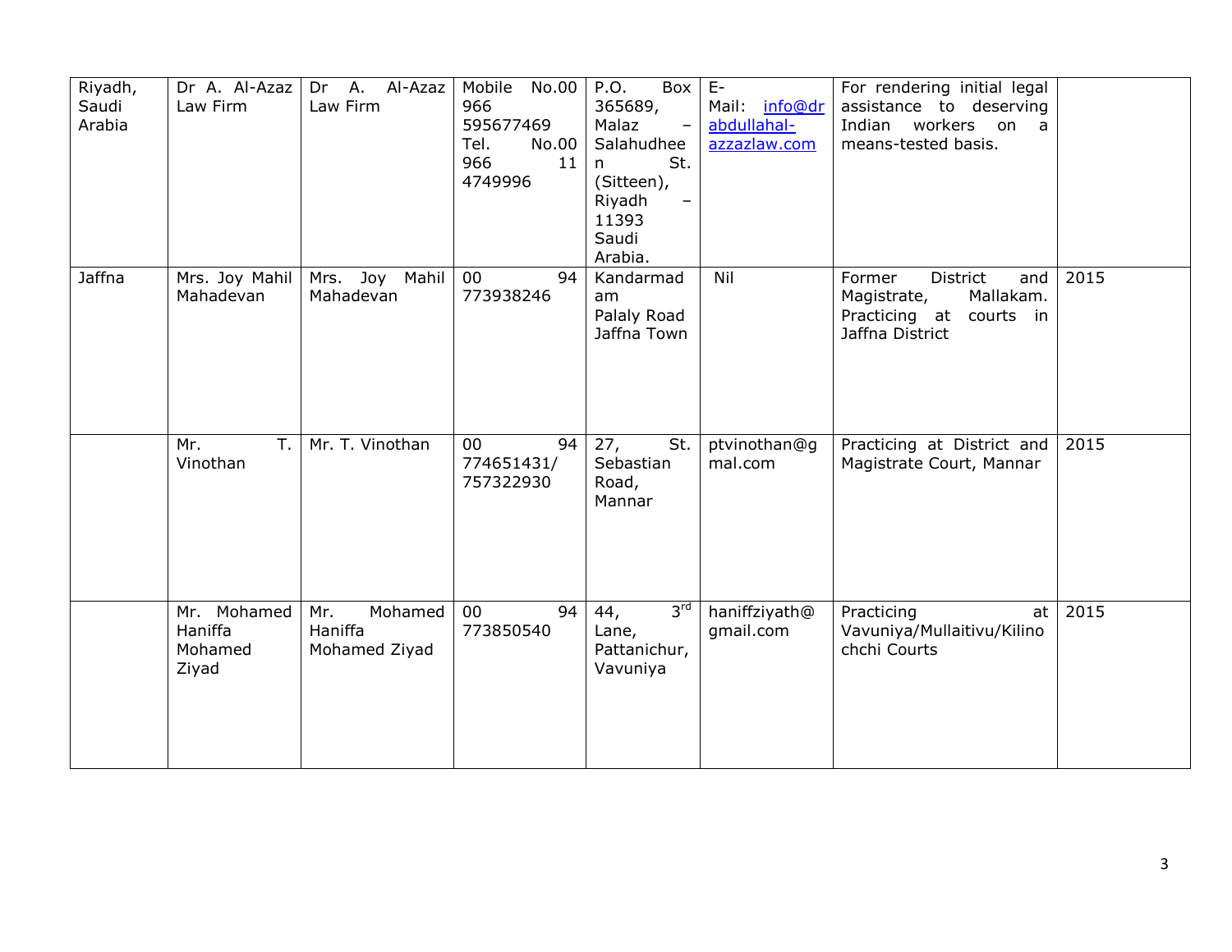| Riyadh, Saudi Arabia | Dr A. Al-Azaz Law Firm | Dr A. Al-Azaz Law Firm | Mobile No.00 966 595677469 Tel. No.00 966 11 4749996 | P.O. Box 365689, Malaz – Salahudheen St. (Sitteen), Riyadh – 11393 Saudi Arabia. | E-Mail: info@drabdullahal-azzazlaw.com | For rendering initial legal assistance to deserving Indian workers on a means-tested basis. | |
|---|---|---|---|---|---|---|---|
| Jaffna | Mrs. Joy Mahil Mahadevan | Mrs. Joy Mahil Mahadevan | 00 94 773938246 | Kandarmadam Palaly Road Jaffna Town | Nil | Former District and Magistrate, Mallakam. Practicing at courts in Jaffna District | 2015 |
| | Mr. T. Vinothan | Mr. T. Vinothan | 00 94 774651431/ 757322930 | 27, St. Sebastian Road, Mannar | ptvinothan@gmal.com | Practicing at District and Magistrate Court, Mannar | 2015 |
| | Mr. Mohamed Haniffa Mohamed Ziyad | Mr. Mohamed Haniffa Mohamed Ziyad | 00 94 773850540 | 44, 3rd Lane, Pattanichur, Vavuniya | haniffziyath@gmail.com | Practicing at Vavuniya/Mullaitivu/Kilinochchi Courts | 2015 |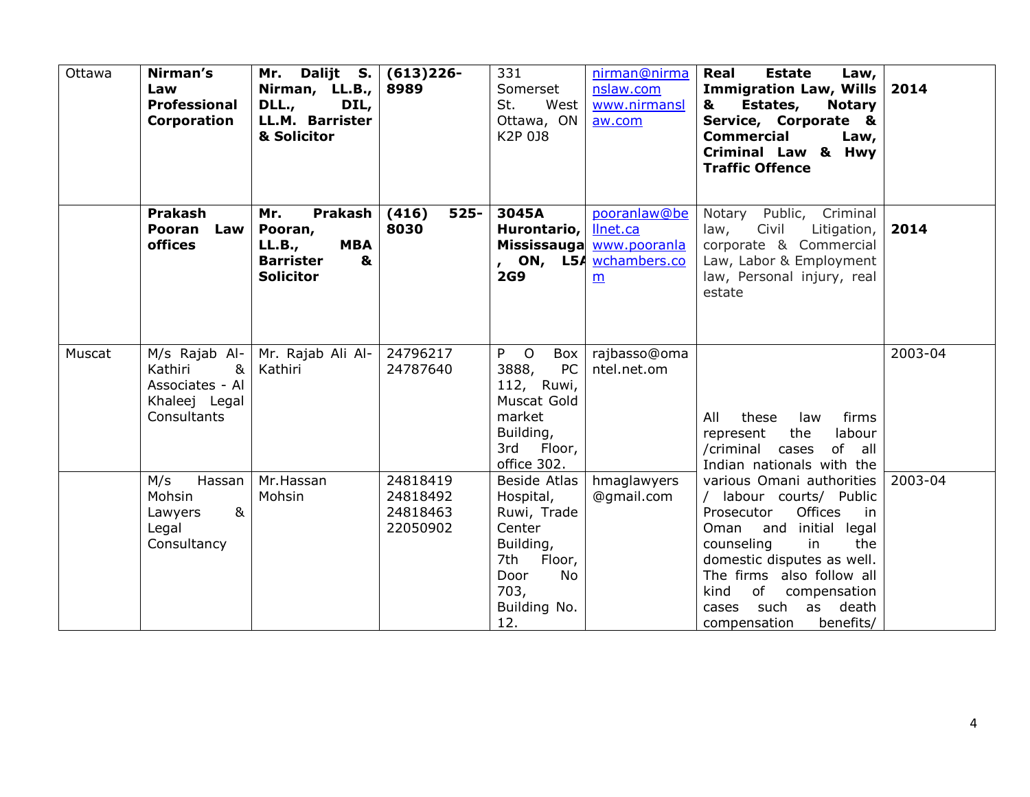| Ottawa | **Nirman's Law Professional Corporation** | **Mr. Dalijt S. Nirman, LL.B., DLL., DIL, LL.M. Barrister & Solicitor** | **(613)226-8989** | 331 Somerset St. West Ottawa, ON K2P 0J8 | nirman@nirmanslaw.com www.nirmanslaw.com | **Real Estate Law, Immigration Law, Wills & Estates, Notary Service, Corporate & Commercial Law, Criminal Law & Hwy Traffic Offence** | **2014** |
|---|---|---|---|---|---|---|---|
| | **Prakash Pooran Law offices** | **Mr. Prakash Pooran, LL.B., MBA Barrister & Solicitor** | **(416) 525-8030** | **3045A Hurontario, Mississauga, ON, L5A 2G9** | pooranlaw@bellnet.ca www.pooranlawchambers.com | Notary Public, Criminal law, Civil Litigation, corporate & Commercial Law, Labor & Employment law, Personal injury, real estate | **2014** |
| Muscat | M/s Rajab Al-Kathiri & Associates - Al Khaleej Legal Consultants | Mr. Rajab Ali Al-Kathiri | 24796217 24787640 | P O Box 3888, PC 112, Ruwi, Muscat Gold market Building, 3rd Floor, office 302. | rajbasso@omantel.net.om | All these law firms represent the labour /criminal cases of all Indian nationals with the various Omani authorities / labour courts/ Public Prosecutor Offices in Oman and initial legal counseling in the domestic disputes as well. The firms also follow all kind of compensation cases such as death compensation benefits/ | 2003-04 |
| | M/s Hassan Mohsin Lawyers & Legal Consultancy | Mr.Hassan Mohsin | 24818419 24818492 24818463 22050902 | Beside Atlas Hospital, Ruwi, Trade Center Building, 7th Floor, Door No 703, Building No. 12. | hmaglawyers@gmail.com | | 2003-04 |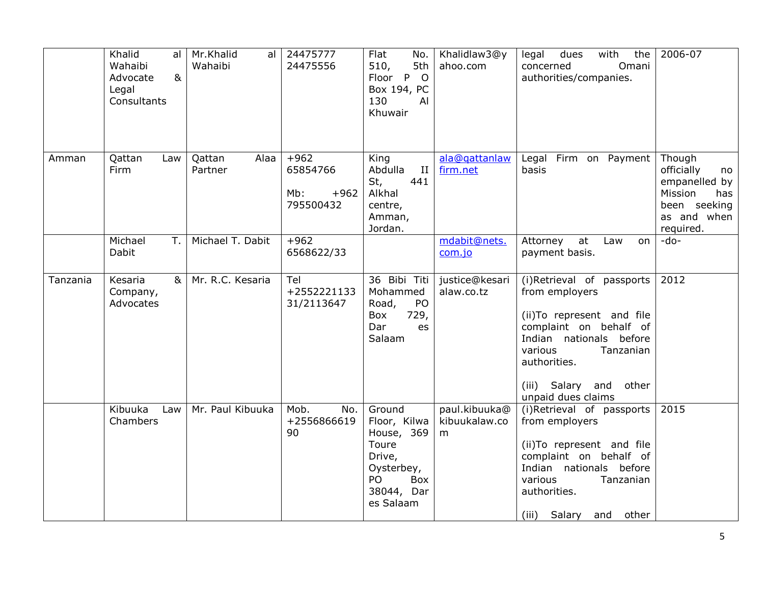| | | | | | | | |
|---|---|---|---|---|---|---|---|
| | Khalid al Wahaibi Advocate & Legal Consultants | Mr.Khalid al Wahaibi | 24475777 24475556 | Flat No. 510, 5th Floor P O Box 194, PC 130 Al Khuwair | Khalidlaw3@yahoo.com | legal dues with the concerned Omani authorities/companies. | 2006-07 |
| Amman | Qattan Law Firm | Qattan Alaa Partner | +962 65854766<br><br>Mb: +962 795500432 | King Abdulla II St, 441 Alkhal centre, Amman, Jordan. | ala@qattanlawfirm.net | Legal Firm on Payment basis | Though officially no empanelled by Mission has been seeking as and when required. |
| | Michael T. Dabit | Michael T. Dabit | +962 6568622/33 | | mdabit@nets.com.jo | Attorney at Law on payment basis. | -do- |
| Tanzania | Kesaria & Company, Advocates | Mr. R.C. Kesaria | Tel +255222113331/2113647 | 36 Bibi Titi Mohammed Road, PO Box 729, Dar es Salaam | justice@kesarialaw.co.tz | (i)Retrieval of passports from employers<br><br>(ii)To represent and file complaint on behalf of Indian nationals before various Tanzanian authorities.<br><br>(iii) Salary and other unpaid dues claims | 2012 |
| | Kibuuka Law Chambers | Mr. Paul Kibuuka | Mob. No. +255686661990 | Ground Floor, Kilwa House, 369 Toure Drive, Oysterbey, PO Box 38044, Dar es Salaam | paul.kibuuka@kibuukalaw.com | (i)Retrieval of passports from employers<br><br>(ii)To represent and file complaint on behalf of Indian nationals before various Tanzanian authorities.<br><br>(iii) Salary and other | 2015 |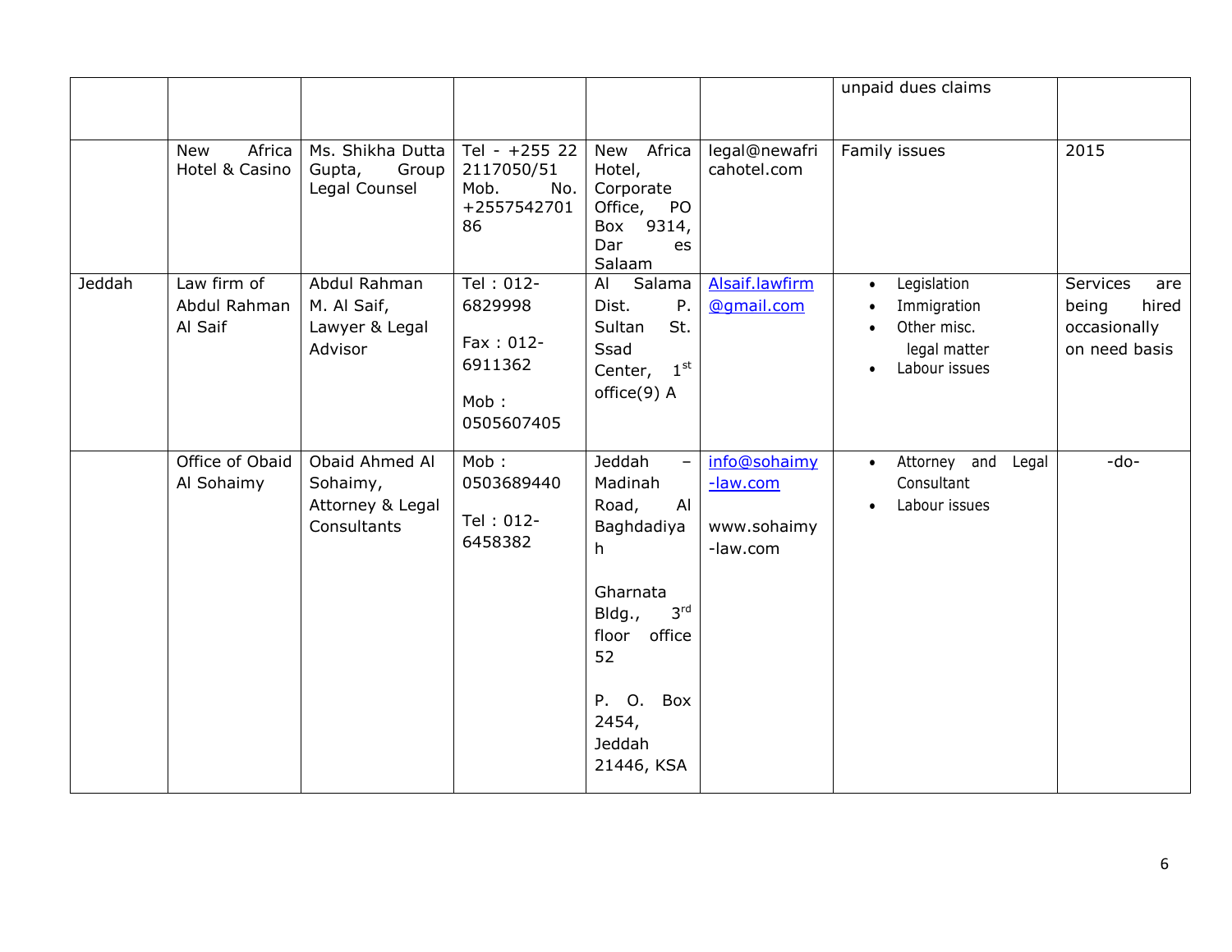| | | | | | | | |
|---|---|---|---|---|---|---|---|
| | | | | | | unpaid dues claims | |
| | New Africa Hotel & Casino | Ms. Shikha Dutta Gupta, Group Legal Counsel | Tel - +255 22 2117050/51 Mob. No. +255754270186 | New Africa Hotel, Corporate Office, PO Box 9314, Dar es Salaam | legal@newafricahotel.com | Family issues | 2015 |
| Jeddah | Law firm of Abdul Rahman Al Saif | Abdul Rahman M. Al Saif, Lawyer & Legal Advisor | Tel : 012-6829998<br><br>Fax : 012-6911362<br><br>Mob : 0505607405 | Al Salama Dist. P. Sultan St. Ssad Center, 1st office(9) A | Alsaif.lawfirm@gmail.com | • Legislation<br>• Immigration<br>• Other misc. legal matter<br>• Labour issues | Services are being hired occasionally on need basis |
| | Office of Obaid Al Sohaimy | Obaid Ahmed Al Sohaimy, Attorney & Legal Consultants | Mob : 0503689440<br><br>Tel : 012-6458382 | Jeddah – Madinah Road, Al Baghdadiyah<br><br>Gharnata Bldg., 3rd floor office 52<br><br>P. O. Box 2454, Jeddah 21446, KSA | info@sohaimy-law.com<br><br>www.sohaimy-law.com | • Attorney and Legal Consultant<br>• Labour issues | -do- |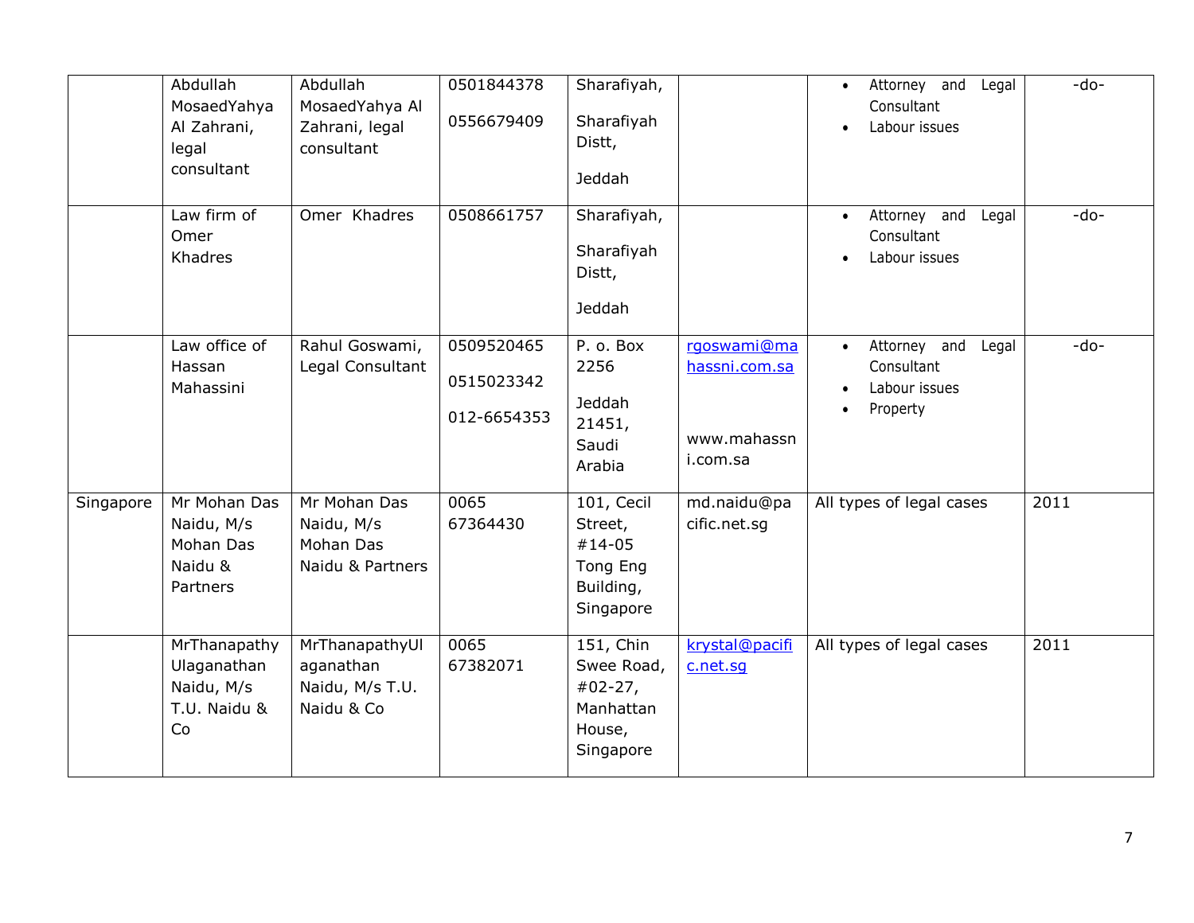| | | | | | | | |
|---|---|---|---|---|---|---|---|
| | Abdullah MosaedYahya Al Zahrani, legal consultant | Abdullah MosaedYahya Al Zahrani, legal consultant | 0501844378<br>0556679409 | Sharafiyah, Sharafiyah Distt, Jeddah | | • Attorney and Legal Consultant<br>• Labour issues | -do- |
| | Law firm of Omer Khadres | Omer Khadres | 0508661757 | Sharafiyah, Sharafiyah Distt, Jeddah | | • Attorney and Legal Consultant<br>• Labour issues | -do- |
| | Law office of Hassan Mahassini | Rahul Goswami, Legal Consultant | 0509520465<br>0515023342<br>012-6654353 | P. o. Box 2256 Jeddah 21451, Saudi Arabia | rgoswami@mahassni.com.sa<br>www.mahassni.com.sa | • Attorney and Legal Consultant<br>• Labour issues<br>• Property | -do- |
| Singapore | Mr Mohan Das Naidu, M/s Mohan Das Naidu & Partners | Mr Mohan Das Naidu, M/s Mohan Das Naidu & Partners | 0065 67364430 | 101, Cecil Street, #14-05 Tong Eng Building, Singapore | md.naidu@pacific.net.sg | All types of legal cases | 2011 |
| | MrThanapathy Ulaganathan Naidu, M/s T.U. Naidu & Co | MrThanapathyUlaganathan Naidu, M/s T.U. Naidu & Co | 0065 67382071 | 151, Chin Swee Road, #02-27, Manhattan House, Singapore | krystal@pacific.net.sg | All types of legal cases | 2011 |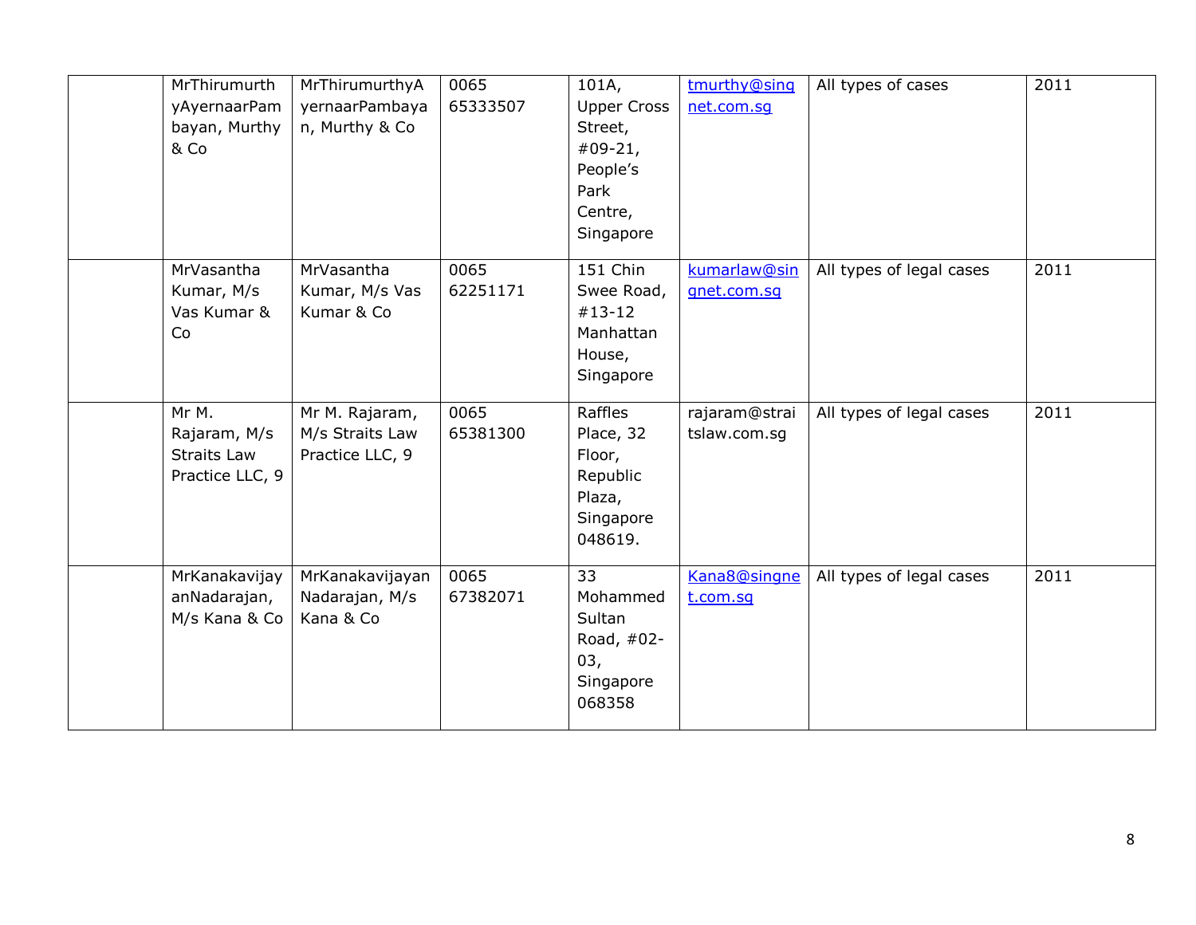| | | | | | | | |
|---|---|---|---|---|---|---|---|
| | MrThirumurthyAyernaarPambayan, Murthy & Co | MrThirumurthyAyernaarPambayan, Murthy & Co | 0065 65333507 | 101A, Upper Cross Street, #09-21, People's Park Centre, Singapore | tmurthy@singnet.com.sg | All types of cases | 2011 |
| | MrVasantha Kumar, M/s Vas Kumar & Co | MrVasantha Kumar, M/s Vas Kumar & Co | 0065 62251171 | 151 Chin Swee Road, #13-12 Manhattan House, Singapore | kumarlaw@singnet.com.sg | All types of legal cases | 2011 |
| | Mr M. Rajaram, M/s Straits Law Practice LLC, 9 | Mr M. Rajaram, M/s Straits Law Practice LLC, 9 | 0065 65381300 | Raffles Place, 32 Floor, Republic Plaza, Singapore 048619. | rajaram@straitslaw.com.sg | All types of legal cases | 2011 |
| | MrKanakavijayanNadarajan, M/s Kana & Co | MrKanakavijayanNadarajan, M/s Kana & Co | 0065 67382071 | 33 Mohammed Sultan Road, #02-03, Singapore 068358 | Kana8@singnet.com.sg | All types of legal cases | 2011 |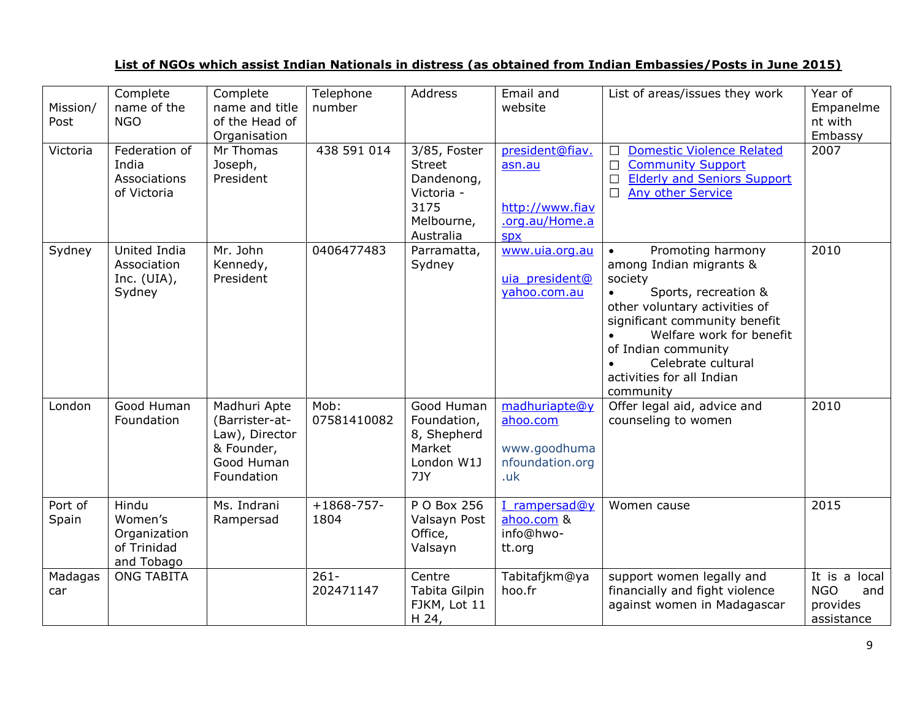**List of NGOs which assist Indian Nationals in distress (as obtained from Indian Embassies/Posts in June 2015)**

| Mission/ Post | Complete name of the NGO | Complete name and title of the Head of Organisation | Telephone number | Address | Email and website | List of areas/issues they work | Year of Empanelment with Embassy |
|---|---|---|---|---|---|---|---|
| Victoria | Federation of India Associations of Victoria | Mr Thomas Joseph, President | 438 591 014 | 3/85, Foster Street Dandenong, Victoria - 3175 Melbourne, Australia | president@fiav.asn.au<br><br>http://www.fiav.org.au/Home.aspx | ☐ Domestic Violence Related<br>☐ Community Support<br>☐ Elderly and Seniors Support<br>☐ Any other Service | 2007 |
| Sydney | United India Association Inc. (UIA), Sydney | Mr. John Kennedy, President | 0406477483 | Parramatta, Sydney | www.uia.org.au<br><br>uia_president@yahoo.com.au | • Promoting harmony among Indian migrants & society<br>• Sports, recreation & other voluntary activities of significant community benefit<br>• Welfare work for benefit of Indian community<br>• Celebrate cultural activities for all Indian community | 2010 |
| London | Good Human Foundation | Madhuri Apte (Barrister-at-Law), Director & Founder, Good Human Foundation | Mob: 07581410082 | Good Human Foundation, 8, Shepherd Market London W1J 7JY | madhuriapte@yahoo.com<br><br>www.goodhumanfoundation.org.uk | Offer legal aid, advice and counseling to women | 2010 |
| Port of Spain | Hindu Women's Organization of Trinidad and Tobago | Ms. Indrani Rampersad | +1868-757-1804 | P O Box 256 Valsayn Post Office, Valsayn | I_rampersad@yahoo.com & info@hwo-tt.org | Women cause | 2015 |
| Madagascar | ONG TABITA | | 261-202471147 | Centre Tabita Gilpin FJKM, Lot 11 H 24, | Tabitafjkm@yahoo.fr | support women legally and financially and fight violence against women in Madagascar | It is a local NGO and provides assistance |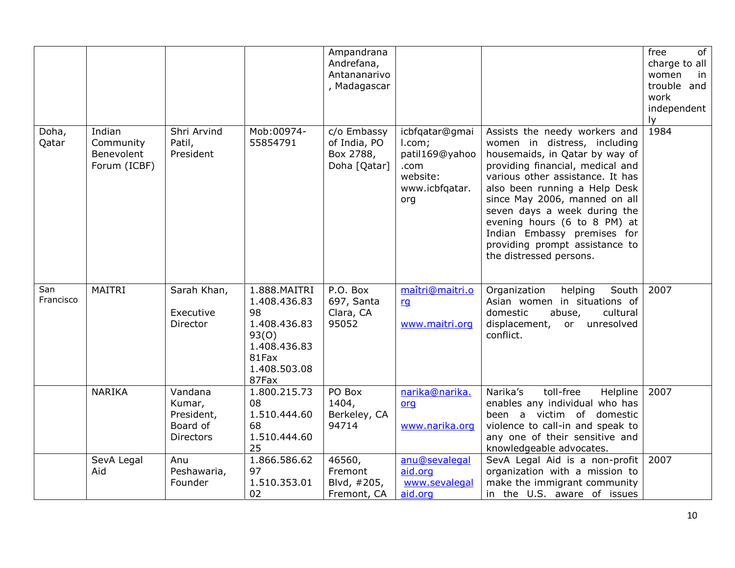| | | | | Ampandrana Andrefana, Antananarivo, Madagascar | | | free of charge to all women in trouble and work independently |
|---|---|---|---|---|---|---|---|
| Doha, Qatar | Indian Community Benevolent Forum (ICBF) | Shri Arvind Patil, President | Mob:00974-55854791 | c/o Embassy of India, PO Box 2788, Doha [Qatar] | icbfqatar@gmail.com; patil169@yahoo.com website: www.icbfqatar.org | Assists the needy workers and women in distress, including housemaids, in Qatar by way of providing financial, medical and various other assistance. It has also been running a Help Desk since May 2006, manned on all seven days a week during the evening hours (6 to 8 PM) at Indian Embassy premises for providing prompt assistance to the distressed persons. | 1984 |
| San Francisco | MAITRI | Sarah Khan, Executive Director | 1.888.MAITRI 1.408.436.8398 1.408.436.8393(O) 1.408.436.8381Fax 1.408.503.0887Fax | P.O. Box 697, Santa Clara, CA 95052 | maîtri@maitri.org www.maitri.org | Organization helping South Asian women in situations of domestic abuse, cultural displacement, or unresolved conflict. | 2007 |
| | NARIKA | Vandana Kumar, President, Board of Directors | 1.800.215.7308 1.510.444.6068 1.510.444.6025 | PO Box 1404, Berkeley, CA 94714 | narika@narika.org www.narika.org | Narika's toll-free Helpline enables any individual who has been a victim of domestic violence to call-in and speak to any one of their sensitive and knowledgeable advocates. | 2007 |
| | SevA Legal Aid | Anu Peshawaria, Founder | 1.866.586.6297 1.510.353.0102 | 46560, Fremont Blvd, #205, Fremont, CA | anu@sevalegalaid.org www.sevalegalaid.org | SevA Legal Aid is a non-profit organization with a mission to make the immigrant community in the U.S. aware of issues | 2007 |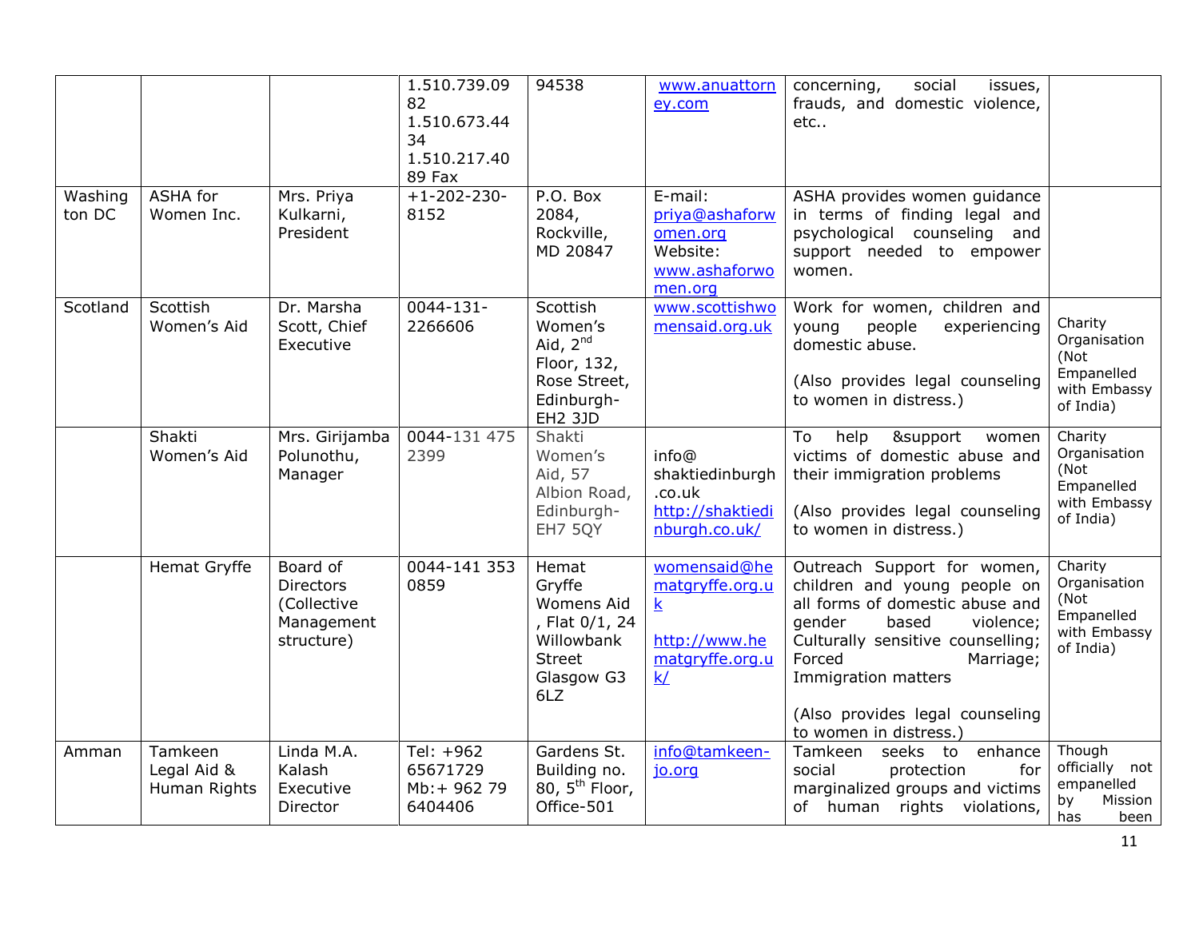| | | | | | | | |
|---|---|---|---|---|---|---|---|
| | | | 1.510.739.0982 1.510.673.4434 1.510.217.4089 Fax | 94538 | www.anuattorney.com | concerning, social issues, frauds, and domestic violence, etc.. | |
| Washington DC | ASHA for Women Inc. | Mrs. Priya Kulkarni, President | +1-202-230-8152 | P.O. Box 2084, Rockville, MD 20847 | E-mail: priya@ashaforwomen.org Website: www.ashaforwomen.org | ASHA provides women guidance in terms of finding legal and psychological counseling and support needed to empower women. | |
| Scotland | Scottish Women's Aid | Dr. Marsha Scott, Chief Executive | 0044-131-2266606 | Scottish Women's Aid, 2nd Floor, 132, Rose Street, Edinburgh-EH2 3JD | www.scottishwomensaid.org.uk | Work for women, children and young people experiencing domestic abuse.<br><br>(Also provides legal counseling to women in distress.) | Charity Organisation (Not Empanelled with Embassy of India) |
| | Shakti Women's Aid | Mrs. Girijamba Polunothu, Manager | 0044-131 475 2399 | Shakti Women's Aid, 57 Albion Road, Edinburgh-EH7 5QY | info@shaktiedinburgh.co.uk http://shaktiedinburgh.co.uk/ | To help &support women victims of domestic abuse and their immigration problems<br><br>(Also provides legal counseling to women in distress.) | Charity Organisation (Not Empanelled with Embassy of India) |
| | Hemat Gryffe | Board of Directors (Collective Management structure) | 0044-141 353 0859 | Hemat Gryffe Womens Aid , Flat 0/1, 24 Willowbank Street Glasgow G3 6LZ | womensaid@hematgryffe.org.uk<br><br>http://www.hematgryffe.org.uk/ | Outreach Support for women, children and young people on all forms of domestic abuse and gender based violence; Culturally sensitive counselling; Forced Marriage; Immigration matters<br><br>(Also provides legal counseling to women in distress.) | Charity Organisation (Not Empanelled with Embassy of India) |
| Amman | Tamkeen Legal Aid & Human Rights | Linda M.A. Kalash Executive Director | Tel: +962 65671729 Mb:+ 962 79 6404406 | Gardens St. Building no. 80, 5th Floor, Office-501 | info@tamkeen-jo.org | Tamkeen seeks to enhance social protection for marginalized groups and victims of human rights violations, | Though officially not empanelled by Mission has been |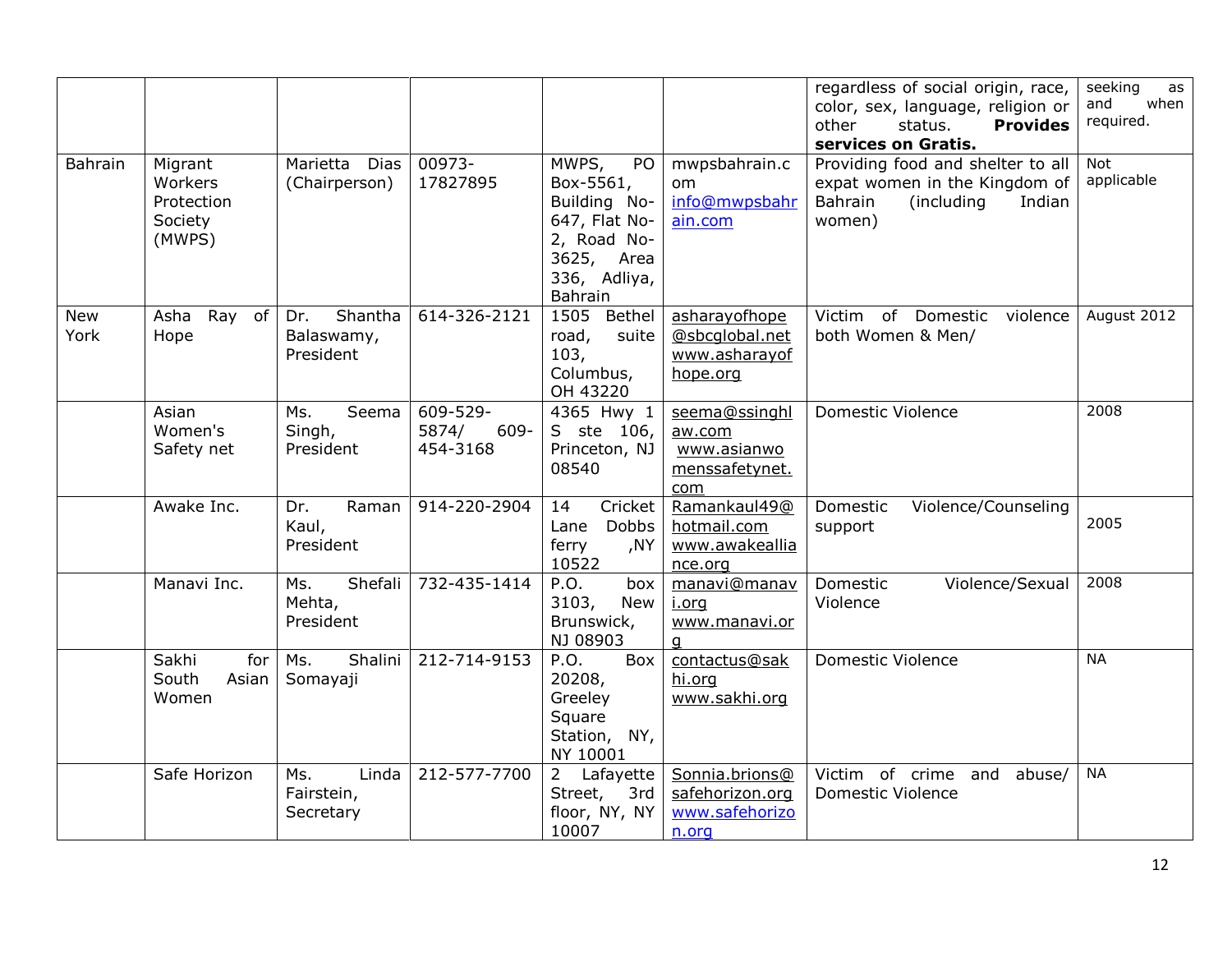| | | | | | | regardless of social origin, race, color, sex, language, religion or other status. **Provides services on Gratis.** | seeking as and when required. |
|---|---|---|---|---|---|---|---|
| Bahrain | Migrant Workers Protection Society (MWPS) | Marietta Dias (Chairperson) | 00973-17827895 | MWPS, PO Box-5561, Building No-647, Flat No-2, Road No-3625, Area 336, Adliya, Bahrain | mwpsbahrain.com info@mwpsbahrain.com | Providing food and shelter to all expat women in the Kingdom of Bahrain (including Indian women) | Not applicable |
| New York | Asha Ray of Hope | Dr. Shantha Balaswamy, President | 614-326-2121 | 1505 Bethel road, suite 103, Columbus, OH 43220 | asharayofhope@sbcglobal.net www.asharayofhope.org | Victim of Domestic violence both Women & Men/ | August 2012 |
| | Asian Women's Safety net | Ms. Seema Singh, President | 609-529-5874/ 609-454-3168 | 4365 Hwy 1 S ste 106, Princeton, NJ 08540 | seema@ssinghlaw.com www.asianwomenssafetynet.com | Domestic Violence | 2008 |
| | Awake Inc. | Dr. Raman Kaul, President | 914-220-2904 | 14 Cricket Lane Dobbs ferry ,NY 10522 | Ramankaul49@hotmail.com www.awakealliance.org | Domestic Violence/Counseling support | 2005 |
| | Manavi Inc. | Ms. Shefali Mehta, President | 732-435-1414 | P.O. box 3103, New Brunswick, NJ 08903 | manavi@manavi.org www.manavi.org | Domestic Violence/Sexual Violence | 2008 |
| | Sakhi for South Asian Women | Ms. Shalini Somayaji | 212-714-9153 | P.O. Box 20208, Greeley Square Station, NY, NY 10001 | contactus@sakhi.org www.sakhi.org | Domestic Violence | NA |
| | Safe Horizon | Ms. Linda Fairstein, Secretary | 212-577-7700 | 2 Lafayette Street, 3rd floor, NY, NY 10007 | Sonnia.brions@safehorizon.org www.safehorizon.org | Victim of crime and abuse/ Domestic Violence | NA |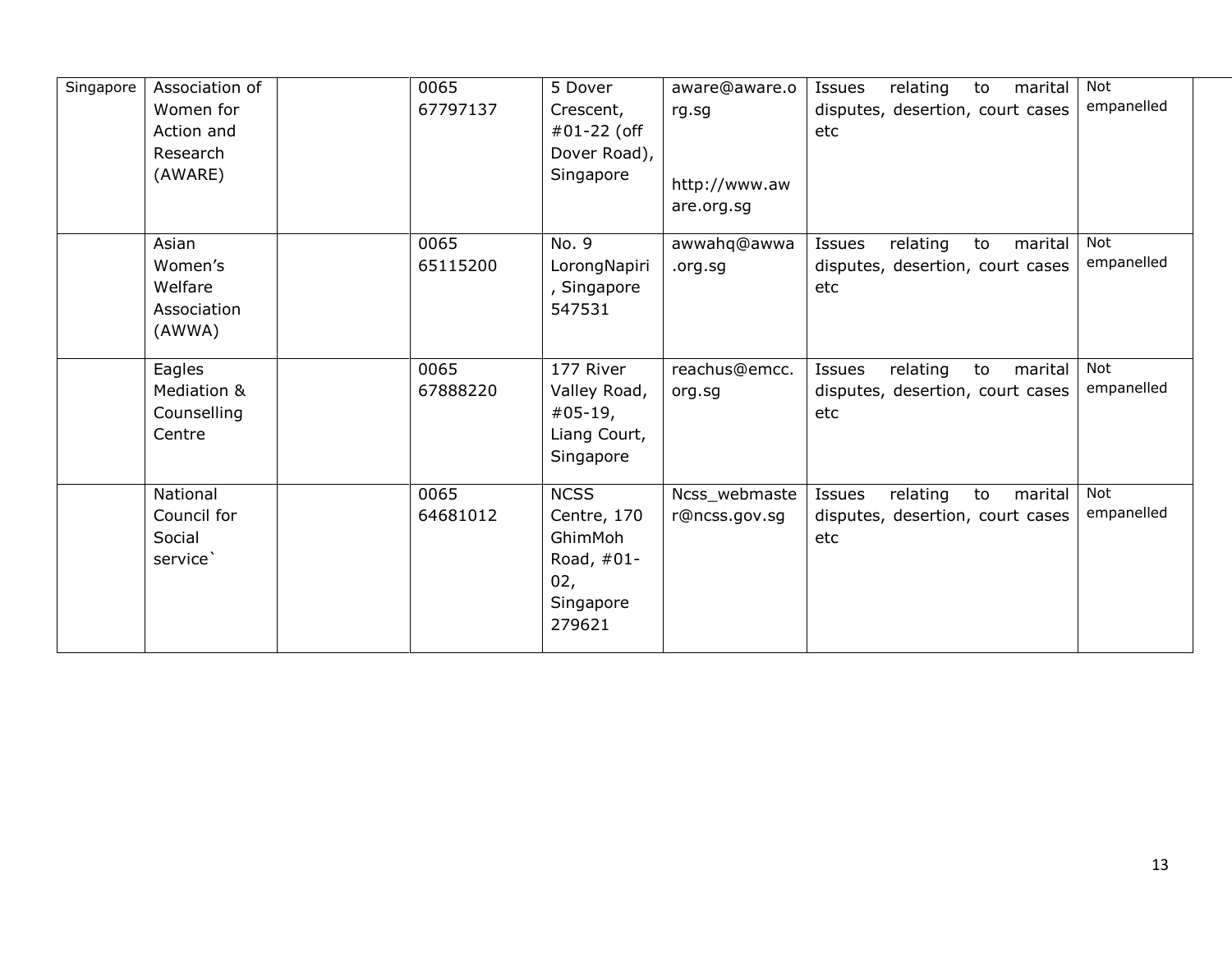| | | | | | | | |
|---|---|---|---|---|---|---|---|
| Singapore | Association of Women for Action and Research (AWARE) | | 0065 67797137 | 5 Dover Crescent, #01-22 (off Dover Road), Singapore | aware@aware.org.sg<br><br>http://www.aware.org.sg | Issues relating to marital disputes, desertion, court cases etc | Not empanelled |
| | Asian Women's Welfare Association (AWWA) | | 0065 65115200 | No. 9 LorongNapiri, Singapore 547531 | awwahq@awwa.org.sg | Issues relating to marital disputes, desertion, court cases etc | Not empanelled |
| | Eagles Mediation & Counselling Centre | | 0065 67888220 | 177 River Valley Road, #05-19, Liang Court, Singapore | reachus@emcc.org.sg | Issues relating to marital disputes, desertion, court cases etc | Not empanelled |
| | National Council for Social service` | | 0065 64681012 | NCSS Centre, 170 GhimMoh Road, #01-02, Singapore 279621 | Ncss_webmaster@ncss.gov.sg | Issues relating to marital disputes, desertion, court cases etc | Not empanelled |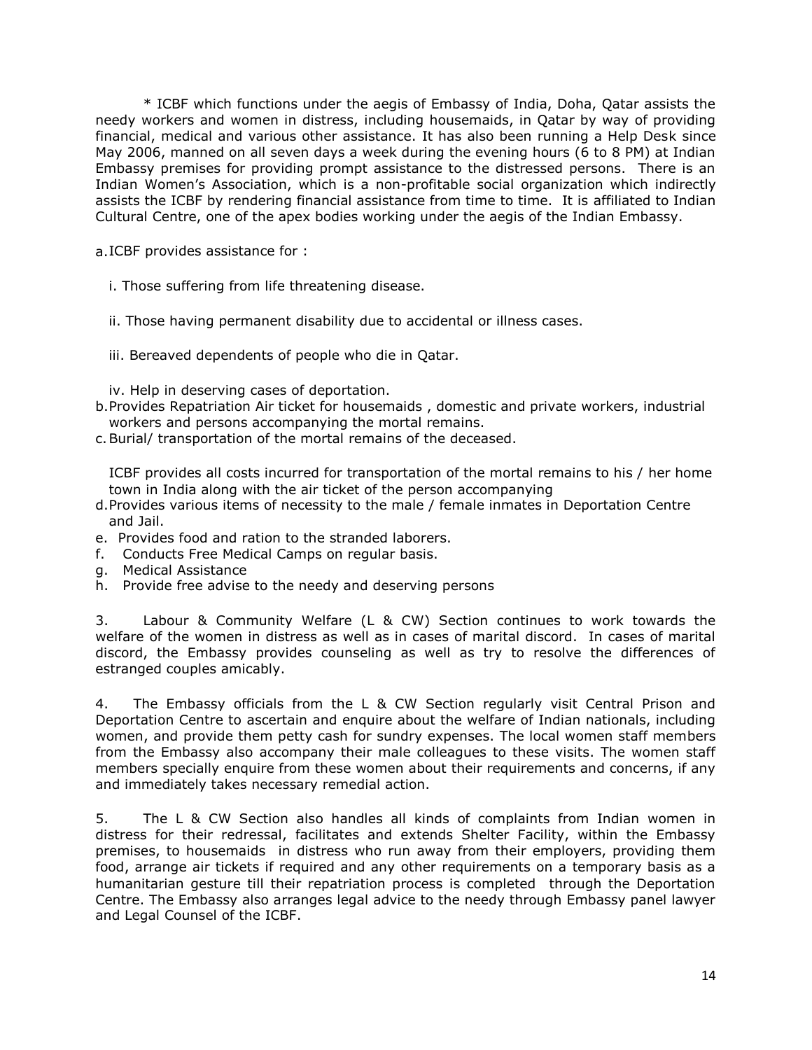* ICBF which functions under the aegis of Embassy of India, Doha, Qatar assists the needy workers and women in distress, including housemaids, in Qatar by way of providing financial, medical and various other assistance. It has also been running a Help Desk since May 2006, manned on all seven days a week during the evening hours (6 to 8 PM) at Indian Embassy premises for providing prompt assistance to the distressed persons. There is an Indian Women's Association, which is a non-profitable social organization which indirectly assists the ICBF by rendering financial assistance from time to time. It is affiliated to Indian Cultural Centre, one of the apex bodies working under the aegis of the Indian Embassy.

a. ICBF provides assistance for :

   i. Those suffering from life threatening disease.

   ii. Those having permanent disability due to accidental or illness cases.

   iii. Bereaved dependents of people who die in Qatar.

   iv. Help in deserving cases of deportation.

b. Provides Repatriation Air ticket for housemaids , domestic and private workers, industrial workers and persons accompanying the mortal remains.

c. Burial/ transportation of the mortal remains of the deceased.

   ICBF provides all costs incurred for transportation of the mortal remains to his / her home town in India along with the air ticket of the person accompanying

d. Provides various items of necessity to the male / female inmates in Deportation Centre and Jail.

e. Provides food and ration to the stranded laborers.

f. Conducts Free Medical Camps on regular basis.

g. Medical Assistance

h. Provide free advise to the needy and deserving persons

3. Labour & Community Welfare (L & CW) Section continues to work towards the welfare of the women in distress as well as in cases of marital discord. In cases of marital discord, the Embassy provides counseling as well as try to resolve the differences of estranged couples amicably.

4. The Embassy officials from the L & CW Section regularly visit Central Prison and Deportation Centre to ascertain and enquire about the welfare of Indian nationals, including women, and provide them petty cash for sundry expenses. The local women staff members from the Embassy also accompany their male colleagues to these visits. The women staff members specially enquire from these women about their requirements and concerns, if any and immediately takes necessary remedial action.

5. The L & CW Section also handles all kinds of complaints from Indian women in distress for their redressal, facilitates and extends Shelter Facility, within the Embassy premises, to housemaids in distress who run away from their employers, providing them food, arrange air tickets if required and any other requirements on a temporary basis as a humanitarian gesture till their repatriation process is completed through the Deportation Centre. The Embassy also arranges legal advice to the needy through Embassy panel lawyer and Legal Counsel of the ICBF.